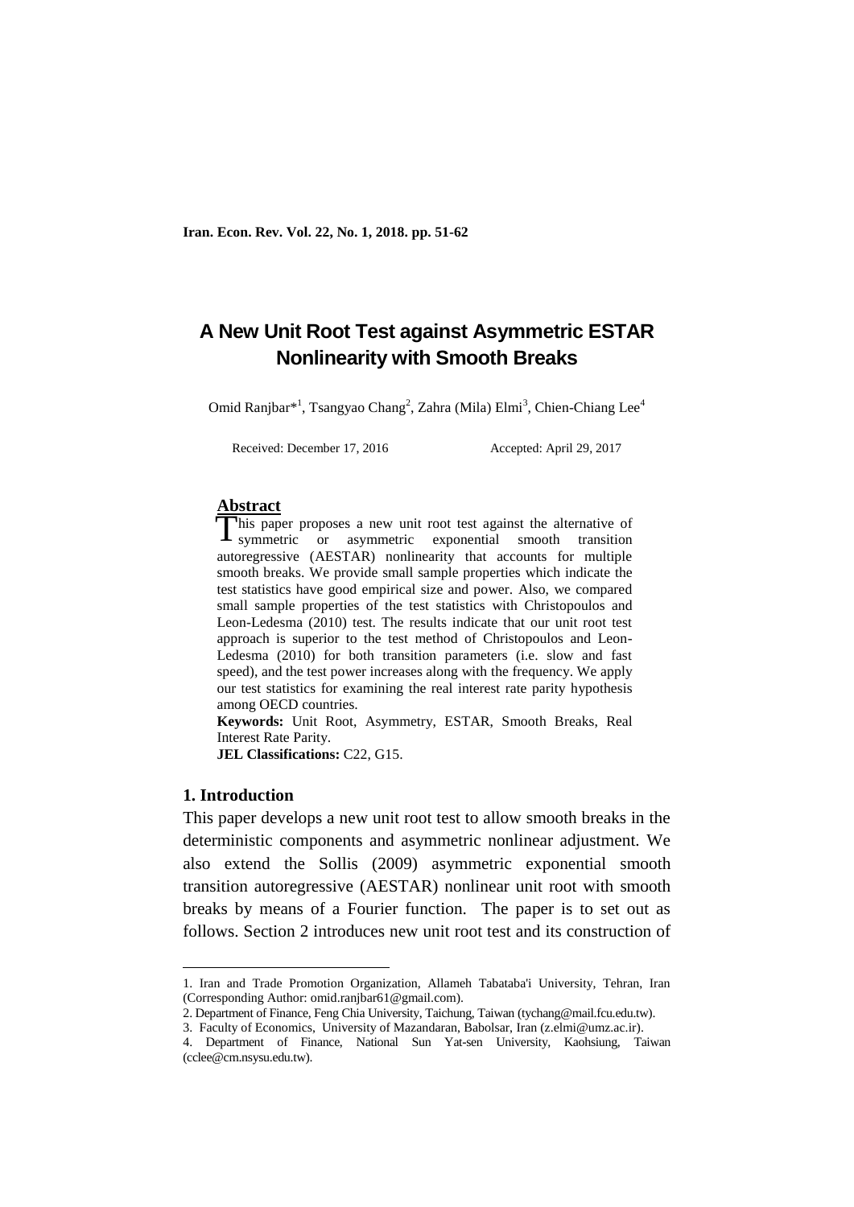# A New Unit Root Test against Asymmetric ESTAR Nonlinearity with Smooth Breaks

Omid Ranjbar*[1], Tsangyao Chang[2], Zahra (Mila) Elmi[3], Chien-Chiang Lee[4]

Received: December 17, 2016 Accepted: April 29, 2017

## Abstract

This paper proposes a new unit root test against the alternative of symmetric or asymmetric exponential smooth transition autoregressive (AESTAR) nonlinearity that accounts for multiple smooth breaks. We provide small sample properties which indicate the test statistics have good empirical size and power. Also, we compared small sample properties of the test statistics with Christopoulos and Leon-Ledesma (2010) test. The results indicate that our unit root test approach is superior to the test method of Christopoulos and Leon-Ledesma (2010) for both transition parameters (i.e. slow and fast speed), and the test power increases along with the frequency. We apply our test statistics for examining the real interest rate parity hypothesis among OECD countries.

**Keywords:** Unit Root, Asymmetry, ESTAR, Smooth Breaks, Real Interest Rate Parity.

**JEL Classifications:** C22, G15.

## 1. Introduction

This paper develops a new unit root test to allow smooth breaks in the deterministic components and asymmetric nonlinear adjustment. We also extend the Sollis (2009) asymmetric exponential smooth transition autoregressive (AESTAR) nonlinear unit root with smooth breaks by means of a Fourier function. The paper is to set out as follows. Section 2 introduces new unit root test and its construction of

---

1. Iran and Trade Promotion Organization, Allameh Tabataba'i University, Tehran, Iran (Corresponding Author: omid.ranjbar61@gmail.com).
2. Department of Finance, Feng Chia University, Taichung, Taiwan (tychang@mail.fcu.edu.tw).
3. Faculty of Economics, University of Mazandaran, Babolsar, Iran (z.elmi@umz.ac.ir).
4. Department of Finance, National Sun Yat-sen University, Kaohsiung, Taiwan (cclee@cm.nsysu.edu.tw).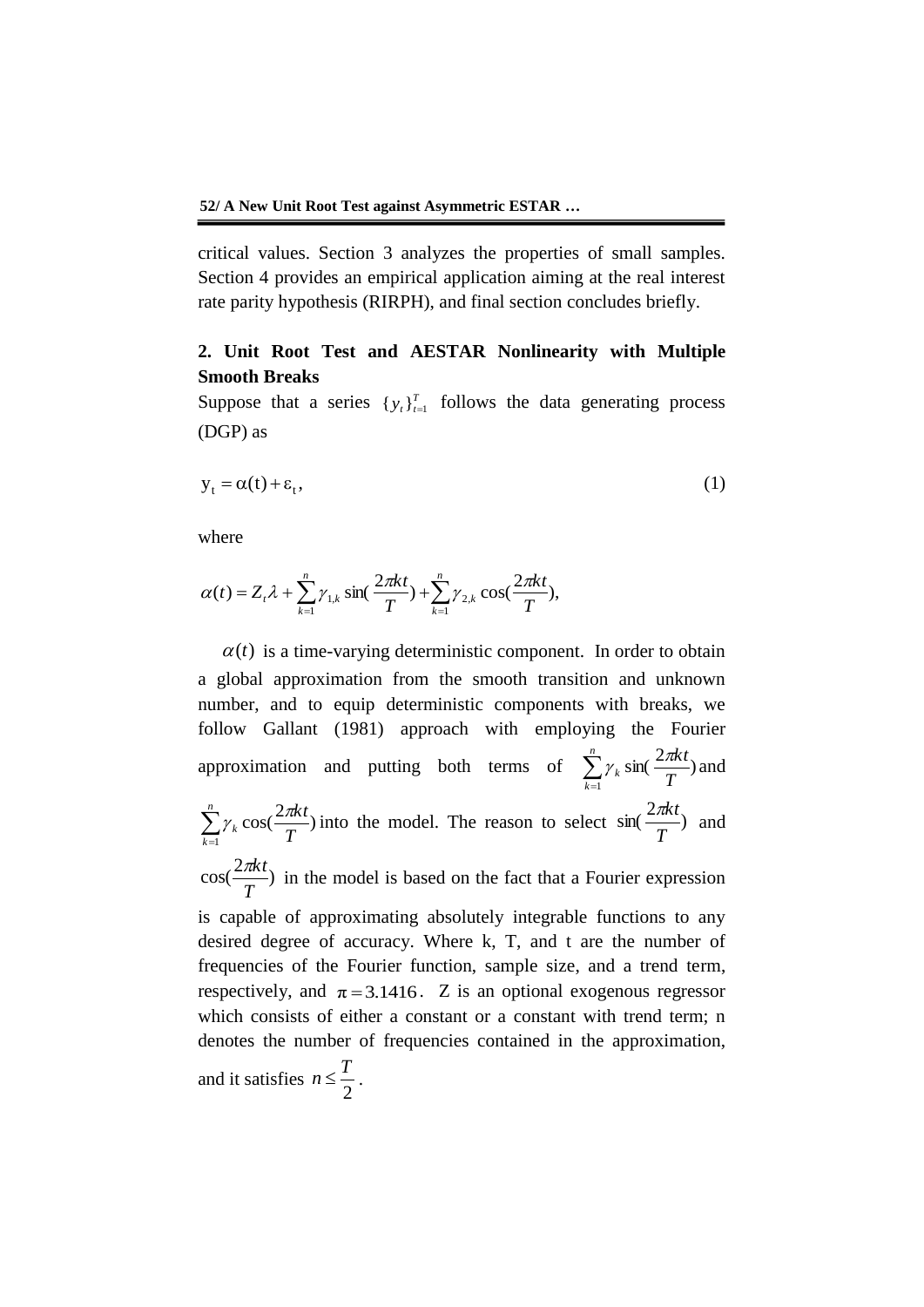critical values. Section 3 analyzes the properties of small samples. Section 4 provides an empirical application aiming at the real interest rate parity hypothesis (RIRPH), and final section concludes briefly.

## 2. Unit Root Test and AESTAR Nonlinearity with Multiple Smooth Breaks

Suppose that a series $\{y_t\}_{t=1}^{T}$ follows the data generating process (DGP) as

$$y_t = \alpha(t) + \varepsilon_t, \tag{1}$$

where

$$\alpha(t) = Z_t \lambda + \sum_{k=1}^{n} \gamma_{1,k} \sin\left(\frac{2\pi kt}{T}\right) + \sum_{k=1}^{n} \gamma_{2,k} \cos\left(\frac{2\pi kt}{T}\right),$$

$\alpha(t)$ is a time-varying deterministic component. In order to obtain a global approximation from the smooth transition and unknown number, and to equip deterministic components with breaks, we follow Gallant (1981) approach with employing the Fourier approximation and putting both terms of $\sum_{k=1}^{n} \gamma_k \sin\left(\frac{2\pi kt}{T}\right)$ and $\sum_{k=1}^{n} \gamma_k \cos\left(\frac{2\pi kt}{T}\right)$ into the model. The reason to select $\sin\left(\frac{2\pi kt}{T}\right)$ and $\cos\left(\frac{2\pi kt}{T}\right)$ in the model is based on the fact that a Fourier expression is capable of approximating absolutely integrable functions to any desired degree of accuracy. Where k, T, and t are the number of frequencies of the Fourier function, sample size, and a trend term, respectively, and $\pi = 3.1416$. Z is an optional exogenous regressor which consists of either a constant or a constant with trend term; n denotes the number of frequencies contained in the approximation, and it satisfies $n \leq \frac{T}{2}$.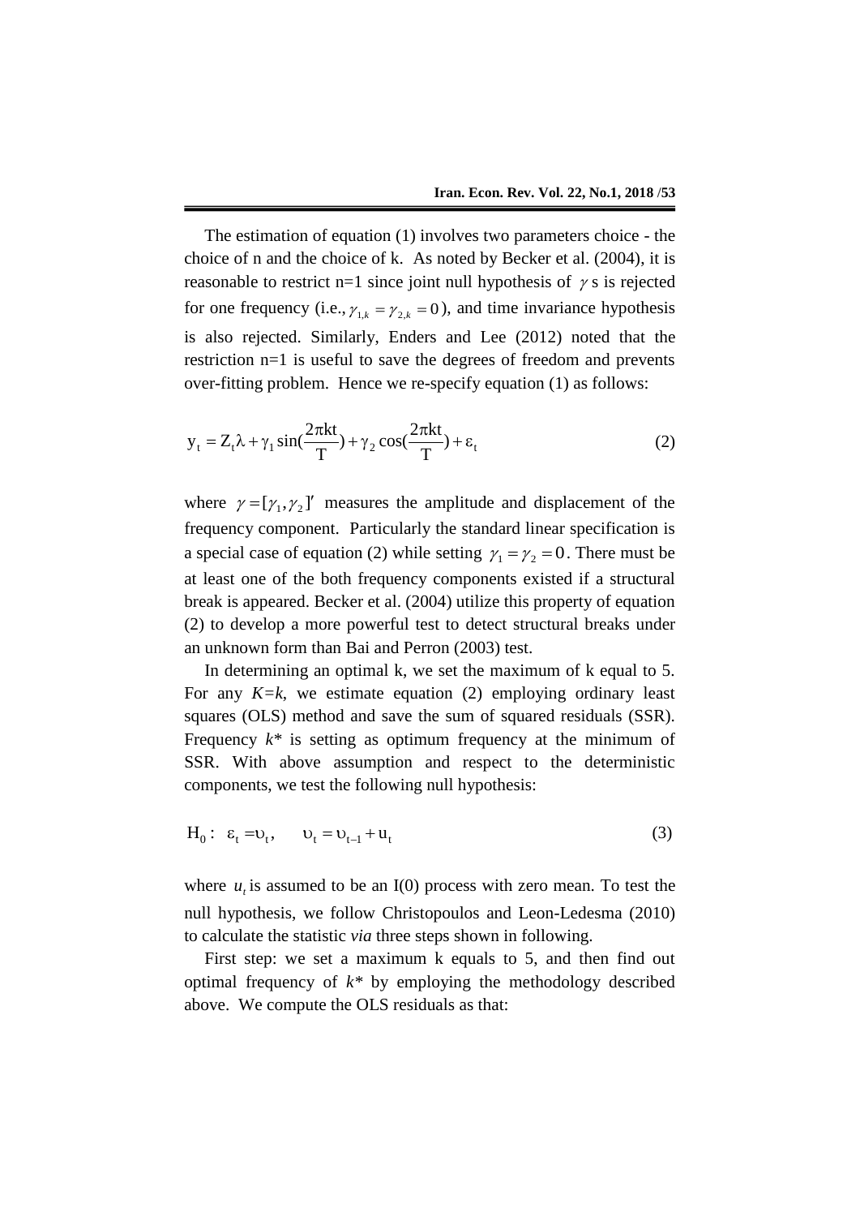The estimation of equation (1) involves two parameters choice - the choice of n and the choice of k. As noted by Becker et al. (2004), it is reasonable to restrict n=1 since joint null hypothesis of $\gamma$ s is rejected for one frequency (i.e., $\gamma_{1,k} = \gamma_{2,k} = 0$), and time invariance hypothesis is also rejected. Similarly, Enders and Lee (2012) noted that the restriction n=1 is useful to save the degrees of freedom and prevents over-fitting problem. Hence we re-specify equation (1) as follows:

$$y_t = Z_t \lambda + \gamma_1 \sin\left(\frac{2\pi kt}{T}\right) + \gamma_2 \cos\left(\frac{2\pi kt}{T}\right) + \varepsilon_t \tag{2}$$

where $\gamma = [\gamma_1, \gamma_2]'$ measures the amplitude and displacement of the frequency component. Particularly the standard linear specification is a special case of equation (2) while setting $\gamma_1 = \gamma_2 = 0$. There must be at least one of the both frequency components existed if a structural break is appeared. Becker et al. (2004) utilize this property of equation (2) to develop a more powerful test to detect structural breaks under an unknown form than Bai and Perron (2003) test.

In determining an optimal k, we set the maximum of k equal to 5. For any $K=k$, we estimate equation (2) employing ordinary least squares (OLS) method and save the sum of squared residuals (SSR). Frequency $k^*$ is setting as optimum frequency at the minimum of SSR. With above assumption and respect to the deterministic components, we test the following null hypothesis:

$$H_0: \ \varepsilon_t = \upsilon_t, \qquad \upsilon_t = \upsilon_{t-1} + u_t \tag{3}$$

where $u_t$ is assumed to be an I(0) process with zero mean. To test the null hypothesis, we follow Christopoulos and Leon-Ledesma (2010) to calculate the statistic *via* three steps shown in following.

First step: we set a maximum k equals to 5, and then find out optimal frequency of $k^*$ by employing the methodology described above. We compute the OLS residuals as that: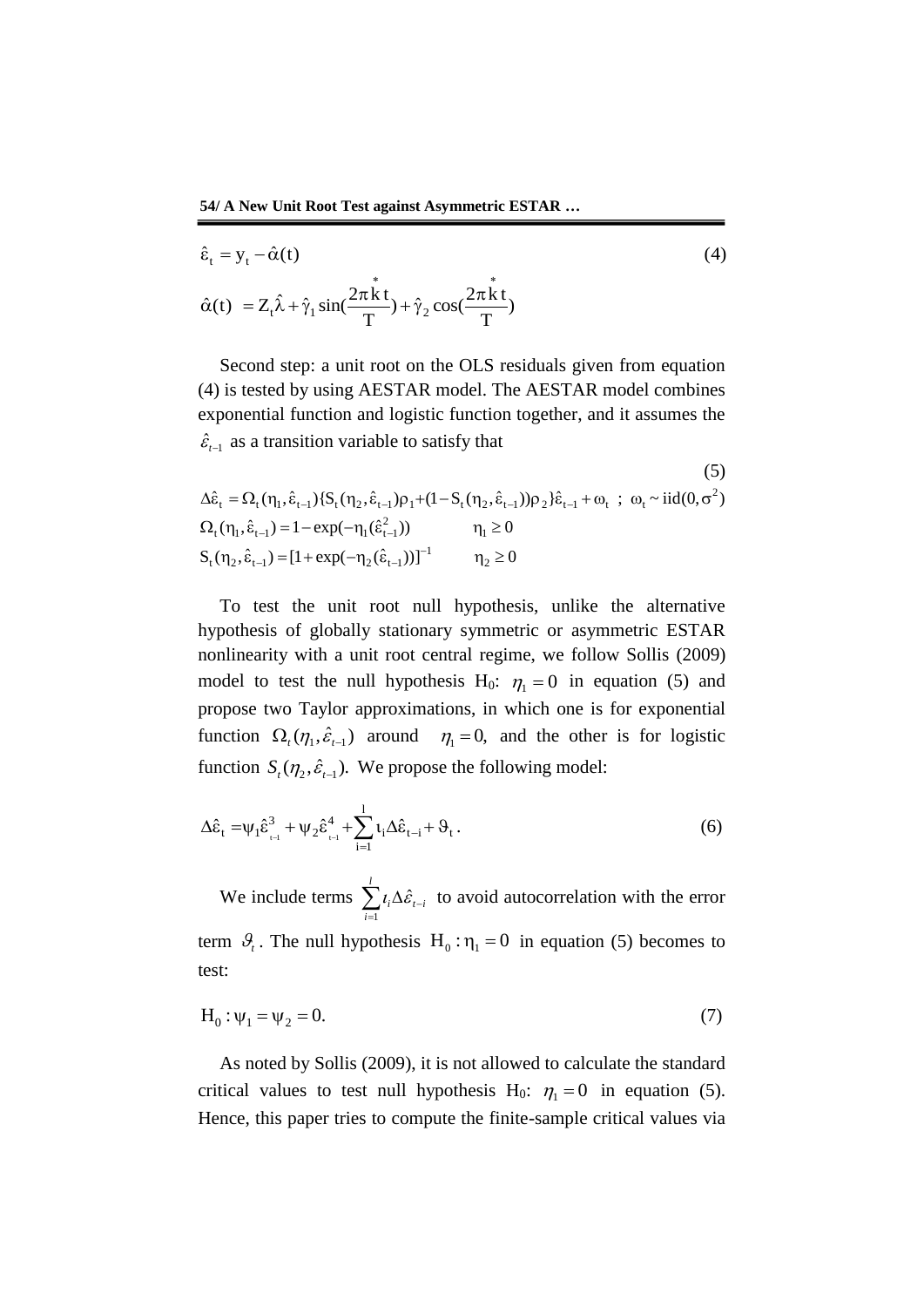$$\hat{\varepsilon}_t = y_t - \hat{\alpha}(t) \tag{4}$$

$$\hat{\alpha}(t) = Z_t\hat{\lambda} + \hat{\gamma}_1 \sin(\frac{2\pi \overset{*}{k} t}{T}) + \hat{\gamma}_2 \cos(\frac{2\pi \overset{*}{k} t}{T})$$

Second step: a unit root on the OLS residuals given from equation (4) is tested by using AESTAR model. The AESTAR model combines exponential function and logistic function together, and it assumes the $\hat{\varepsilon}_{t-1}$ as a transition variable to satisfy that

$$\Delta\hat{\varepsilon}_t = \Omega_t(\eta_1, \hat{\varepsilon}_{t-1})\{S_t(\eta_2, \hat{\varepsilon}_{t-1})\rho_1 + (1 - S_t(\eta_2, \hat{\varepsilon}_{t-1}))\rho_2\}\hat{\varepsilon}_{t-1} + \omega_t \ ; \ \omega_t \sim \text{iid}(0, \sigma^2) \tag{5}$$

$$\Omega_t(\eta_1, \hat{\varepsilon}_{t-1}) = 1 - \exp(-\eta_1(\hat{\varepsilon}_{t-1}^2)) \qquad \eta_1 \geq 0$$

$$S_t(\eta_2, \hat{\varepsilon}_{t-1}) = [1 + \exp(-\eta_2(\hat{\varepsilon}_{t-1}))]^{-1} \qquad \eta_2 \geq 0$$

To test the unit root null hypothesis, unlike the alternative hypothesis of globally stationary symmetric or asymmetric ESTAR nonlinearity with a unit root central regime, we follow Sollis (2009) model to test the null hypothesis H0: $\eta_1 = 0$ in equation (5) and propose two Taylor approximations, in which one is for exponential function $\Omega_t(\eta_1, \hat{\varepsilon}_{t-1})$ around $\eta_1 = 0$, and the other is for logistic function $S_t(\eta_2, \hat{\varepsilon}_{t-1})$. We propose the following model:

$$\Delta\hat{\varepsilon}_t = \psi_1\hat{\varepsilon}_{t-1}^3 + \psi_2\hat{\varepsilon}_{t-1}^4 + \sum_{i=1}^{l} \iota_i \Delta\hat{\varepsilon}_{t-i} + \vartheta_t . \tag{6}$$

We include terms $\sum_{i=1}^{l} \iota_i \Delta\hat{\varepsilon}_{t-i}$ to avoid autocorrelation with the error term $\vartheta_t$. The null hypothesis $H_0 : \eta_1 = 0$ in equation (5) becomes to test:

$$H_0 : \psi_1 = \psi_2 = 0. \tag{7}$$

As noted by Sollis (2009), it is not allowed to calculate the standard critical values to test null hypothesis H0: $\eta_1 = 0$ in equation (5). Hence, this paper tries to compute the finite-sample critical values via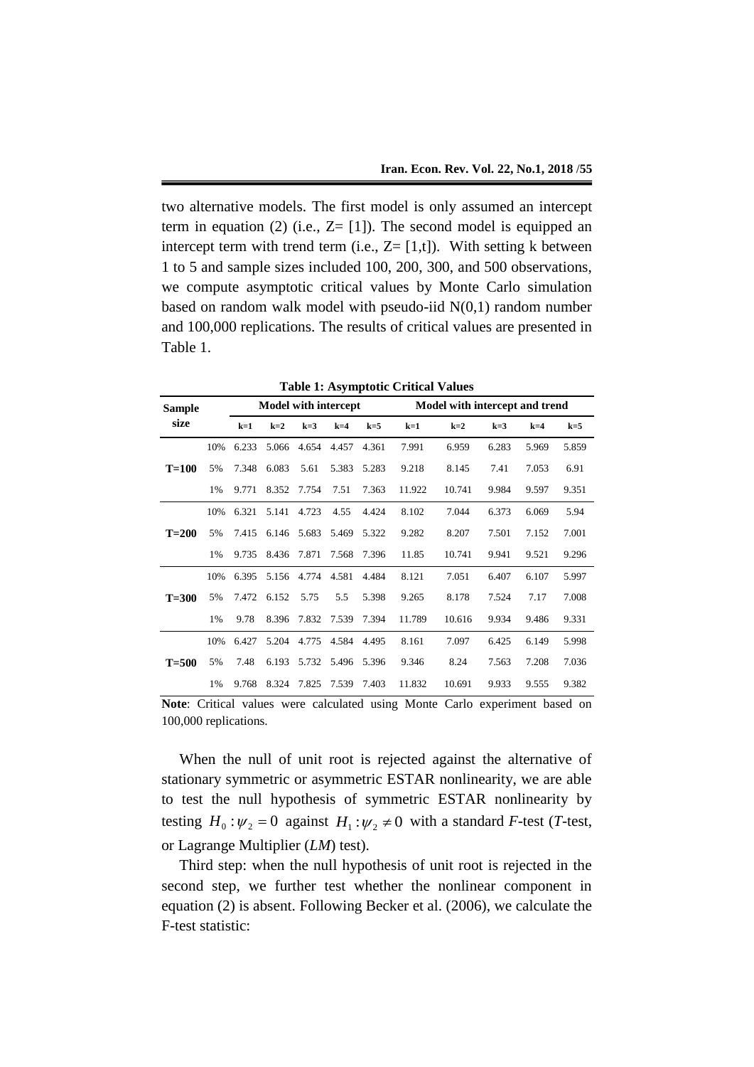two alternative models. The first model is only assumed an intercept term in equation (2) (i.e., Z= [1]). The second model is equipped an intercept term with trend term (i.e., Z= [1,t]). With setting k between 1 to 5 and sample sizes included 100, 200, 300, and 500 observations, we compute asymptotic critical values by Monte Carlo simulation based on random walk model with pseudo-iid N(0,1) random number and 100,000 replications. The results of critical values are presented in Table 1.

**Table 1: Asymptotic Critical Values**

| Sample size | | Model with intercept | | | | | Model with intercept and trend | | | | |
|---|---|---|---|---|---|---|---|---|---|---|---|
| | | k=1 | k=2 | k=3 | k=4 | k=5 | k=1 | k=2 | k=3 | k=4 | k=5 |
| **T=100** | 10% | 6.233 | 5.066 | 4.654 | 4.457 | 4.361 | 7.991 | 6.959 | 6.283 | 5.969 | 5.859 |
| | 5% | 7.348 | 6.083 | 5.61 | 5.383 | 5.283 | 9.218 | 8.145 | 7.41 | 7.053 | 6.91 |
| | 1% | 9.771 | 8.352 | 7.754 | 7.51 | 7.363 | 11.922 | 10.741 | 9.984 | 9.597 | 9.351 |
| **T=200** | 10% | 6.321 | 5.141 | 4.723 | 4.55 | 4.424 | 8.102 | 7.044 | 6.373 | 6.069 | 5.94 |
| | 5% | 7.415 | 6.146 | 5.683 | 5.469 | 5.322 | 9.282 | 8.207 | 7.501 | 7.152 | 7.001 |
| | 1% | 9.735 | 8.436 | 7.871 | 7.568 | 7.396 | 11.85 | 10.741 | 9.941 | 9.521 | 9.296 |
| **T=300** | 10% | 6.395 | 5.156 | 4.774 | 4.581 | 4.484 | 8.121 | 7.051 | 6.407 | 6.107 | 5.997 |
| | 5% | 7.472 | 6.152 | 5.75 | 5.5 | 5.398 | 9.265 | 8.178 | 7.524 | 7.17 | 7.008 |
| | 1% | 9.78 | 8.396 | 7.832 | 7.539 | 7.394 | 11.789 | 10.616 | 9.934 | 9.486 | 9.331 |
| **T=500** | 10% | 6.427 | 5.204 | 4.775 | 4.584 | 4.495 | 8.161 | 7.097 | 6.425 | 6.149 | 5.998 |
| | 5% | 7.48 | 6.193 | 5.732 | 5.496 | 5.396 | 9.346 | 8.24 | 7.563 | 7.208 | 7.036 |
| | 1% | 9.768 | 8.324 | 7.825 | 7.539 | 7.403 | 11.832 | 10.691 | 9.933 | 9.555 | 9.382 |

**Note**: Critical values were calculated using Monte Carlo experiment based on 100,000 replications.

When the null of unit root is rejected against the alternative of stationary symmetric or asymmetric ESTAR nonlinearity, we are able to test the null hypothesis of symmetric ESTAR nonlinearity by testing $H_0 : \psi_2 = 0$ against $H_1 : \psi_2 \neq 0$ with a standard *F*-test (*T*-test, or Lagrange Multiplier (*LM*) test).

Third step: when the null hypothesis of unit root is rejected in the second step, we further test whether the nonlinear component in equation (2) is absent. Following Becker et al. (2006), we calculate the F-test statistic: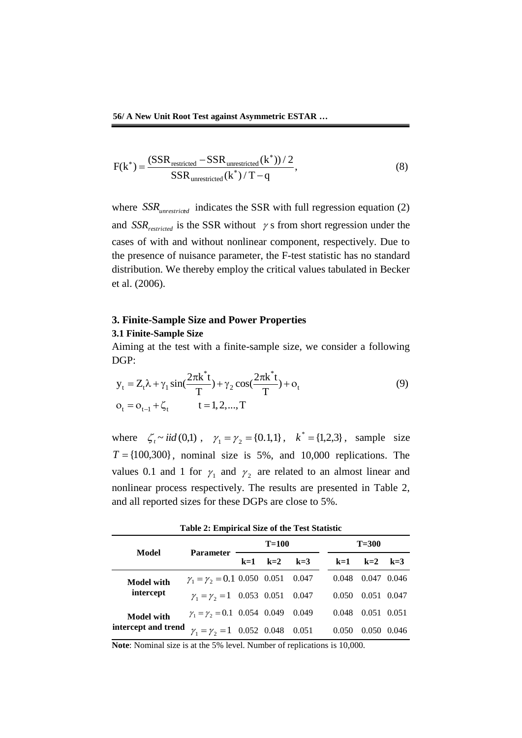$$F(k^*) = \frac{(SSR_{restricted} - SSR_{unrestricted}(k^*))/2}{SSR_{unrestricted}(k^*)/T - q}, \tag{8}$$

where $SSR_{unrestricted}$ indicates the SSR with full regression equation (2) and $SSR_{restricted}$ is the SSR without $\gamma$ s from short regression under the cases of with and without nonlinear component, respectively. Due to the presence of nuisance parameter, the F-test statistic has no standard distribution. We thereby employ the critical values tabulated in Becker et al. (2006).

## 3. Finite-Sample Size and Power Properties

### 3.1 Finite-Sample Size

Aiming at the test with a finite-sample size, we consider a following DGP:

$$\begin{aligned} y_t &= Z_t\lambda + \gamma_1 \sin\left(\frac{2\pi k^* t}{T}\right) + \gamma_2 \cos\left(\frac{2\pi k^* t}{T}\right) + o_t \\ o_t &= o_{t-1} + \zeta_t \qquad t = 1, 2, ..., T \end{aligned} \tag{9}$$

where $\zeta_t \sim iid(0,1)$, $\gamma_1 = \gamma_2 = \{0.1, 1\}$, $k^* = \{1,2,3\}$, sample size $T = \{100, 300\}$, nominal size is 5%, and 10,000 replications. The values 0.1 and 1 for $\gamma_1$ and $\gamma_2$ are related to an almost linear and nonlinear process respectively. The results are presented in Table 2, and all reported sizes for these DGPs are close to 5%.

**Table 2: Empirical Size of the Test Statistic**

| Model | Parameter | T=100 | | | T=300 | | |
|---|---|---|---|---|---|---|---|
| | | k=1 | k=2 | k=3 | k=1 | k=2 | k=3 |
| **Model with intercept** | $\gamma_1 = \gamma_2 = 0.1$ | 0.050 | 0.051 | 0.047 | 0.048 | 0.047 | 0.046 |
| | $\gamma_1 = \gamma_2 = 1$ | 0.053 | 0.051 | 0.047 | 0.050 | 0.051 | 0.047 |
| **Model with intercept and trend** | $\gamma_1 = \gamma_2 = 0.1$ | 0.054 | 0.049 | 0.049 | 0.048 | 0.051 | 0.051 |
| | $\gamma_1 = \gamma_2 = 1$ | 0.052 | 0.048 | 0.051 | 0.050 | 0.050 | 0.046 |

**Note**: Nominal size is at the 5% level. Number of replications is 10,000.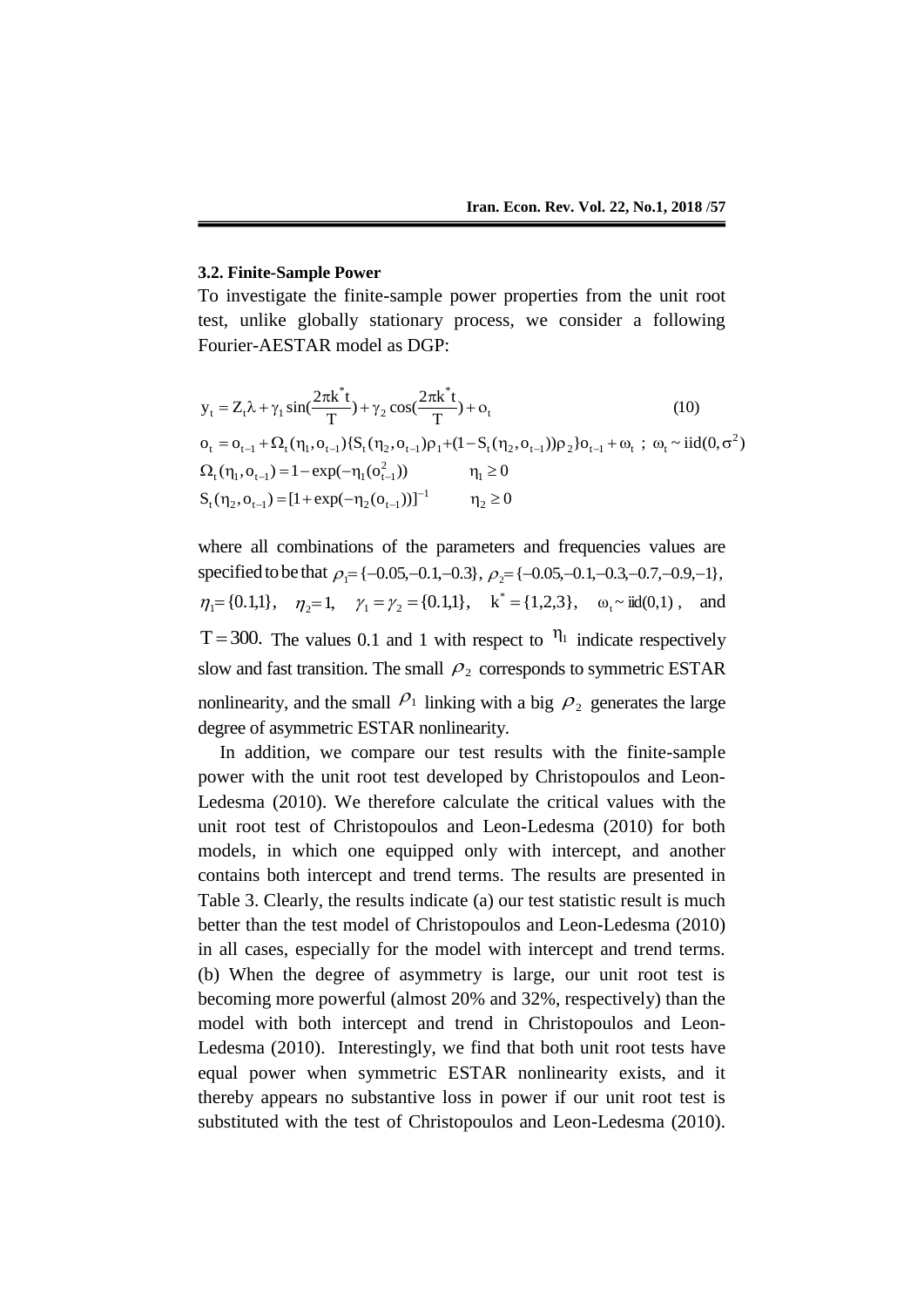### 3.2. Finite-Sample Power

To investigate the finite-sample power properties from the unit root test, unlike globally stationary process, we consider a following Fourier-AESTAR model as DGP:

$$y_t = Z_t\lambda + \gamma_1 \sin(\frac{2\pi k^* t}{T}) + \gamma_2 \cos(\frac{2\pi k^* t}{T}) + o_t \qquad (10)$$

$$o_t = o_{t-1} + \Omega_t(\eta_1, o_{t-1})\{S_t(\eta_2, o_{t-1})\rho_1 + (1 - S_t(\eta_2, o_{t-1}))\rho_2\}o_{t-1} + \omega_t \ ; \ \omega_t \sim \text{iid}(0, \sigma^2)$$

$$\Omega_t(\eta_1, o_{t-1}) = 1 - \exp(-\eta_1(o_{t-1}^2)) \qquad \eta_1 \geq 0$$

$$S_t(\eta_2, o_{t-1}) = [1 + \exp(-\eta_2(o_{t-1}))]^{-1} \qquad \eta_2 \geq 0$$

where all combinations of the parameters and frequencies values are specified to be that $\rho_1 = \{-0.05, -0.1, -0.3\}$, $\rho_2 = \{-0.05, -0.1, -0.3, -0.7, -0.9, -1\}$, $\eta_1 = \{0.1, 1\}$, $\eta_2 = 1$, $\gamma_1 = \gamma_2 = \{0.1, 1\}$, $k^* = \{1, 2, 3\}$, $\omega_t \sim \text{iid}(0,1)$, and $T = 300$. The values 0.1 and 1 with respect to $\eta_1$ indicate respectively slow and fast transition. The small $\rho_2$ corresponds to symmetric ESTAR nonlinearity, and the small $\rho_1$ linking with a big $\rho_2$ generates the large degree of asymmetric ESTAR nonlinearity.

In addition, we compare our test results with the finite-sample power with the unit root test developed by Christopoulos and Leon-Ledesma (2010). We therefore calculate the critical values with the unit root test of Christopoulos and Leon-Ledesma (2010) for both models, in which one equipped only with intercept, and another contains both intercept and trend terms. The results are presented in Table 3. Clearly, the results indicate (a) our test statistic result is much better than the test model of Christopoulos and Leon-Ledesma (2010) in all cases, especially for the model with intercept and trend terms. (b) When the degree of asymmetry is large, our unit root test is becoming more powerful (almost 20% and 32%, respectively) than the model with both intercept and trend in Christopoulos and Leon-Ledesma (2010). Interestingly, we find that both unit root tests have equal power when symmetric ESTAR nonlinearity exists, and it thereby appears no substantive loss in power if our unit root test is substituted with the test of Christopoulos and Leon-Ledesma (2010).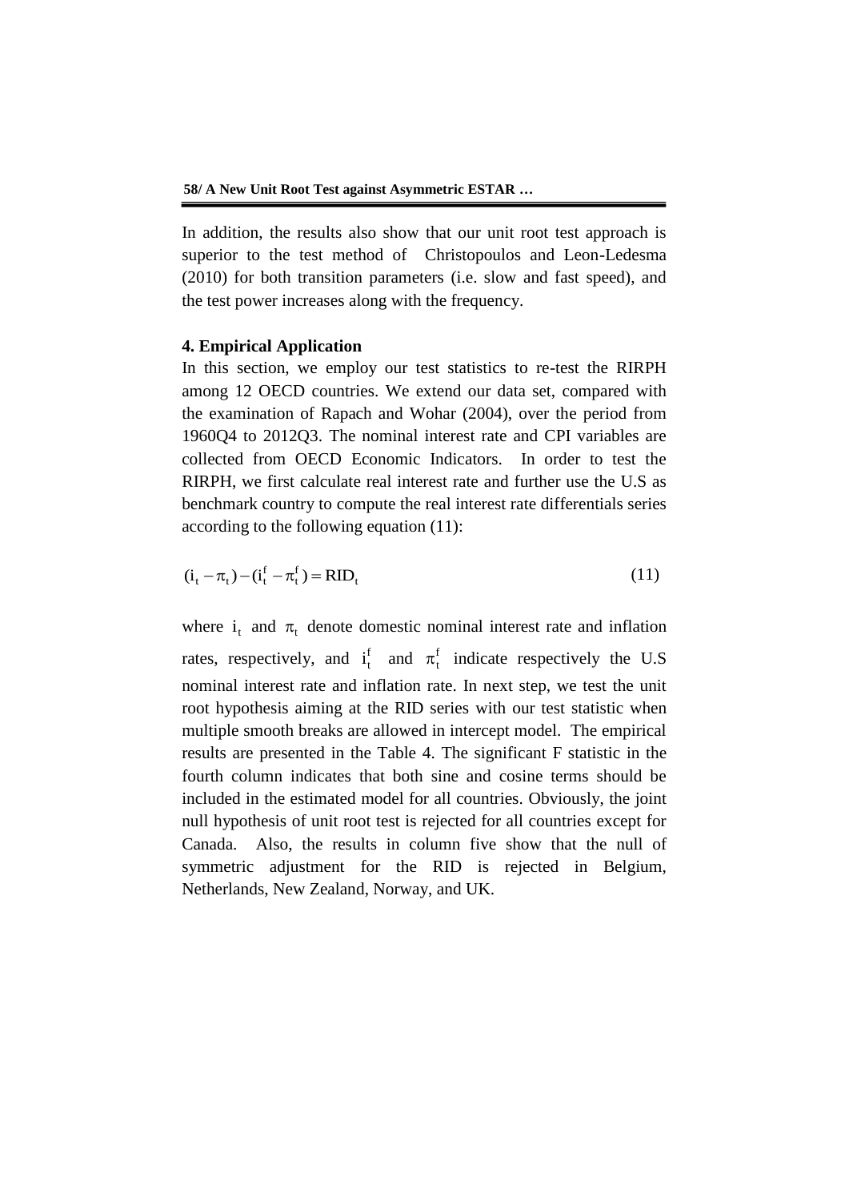In addition, the results also show that our unit root test approach is superior to the test method of Christopoulos and Leon-Ledesma (2010) for both transition parameters (i.e. slow and fast speed), and the test power increases along with the frequency.

## 4. Empirical Application

In this section, we employ our test statistics to re-test the RIRPH among 12 OECD countries. We extend our data set, compared with the examination of Rapach and Wohar (2004), over the period from 1960Q4 to 2012Q3. The nominal interest rate and CPI variables are collected from OECD Economic Indicators. In order to test the RIRPH, we first calculate real interest rate and further use the U.S as benchmark country to compute the real interest rate differentials series according to the following equation (11):

$$(i_t - \pi_t) - (i_t^f - \pi_t^f) = RID_t \tag{11}$$

where $i_t$ and $\pi_t$ denote domestic nominal interest rate and inflation rates, respectively, and $i_t^f$ and $\pi_t^f$ indicate respectively the U.S nominal interest rate and inflation rate. In next step, we test the unit root hypothesis aiming at the RID series with our test statistic when multiple smooth breaks are allowed in intercept model. The empirical results are presented in the Table 4. The significant F statistic in the fourth column indicates that both sine and cosine terms should be included in the estimated model for all countries. Obviously, the joint null hypothesis of unit root test is rejected for all countries except for Canada. Also, the results in column five show that the null of symmetric adjustment for the RID is rejected in Belgium, Netherlands, New Zealand, Norway, and UK.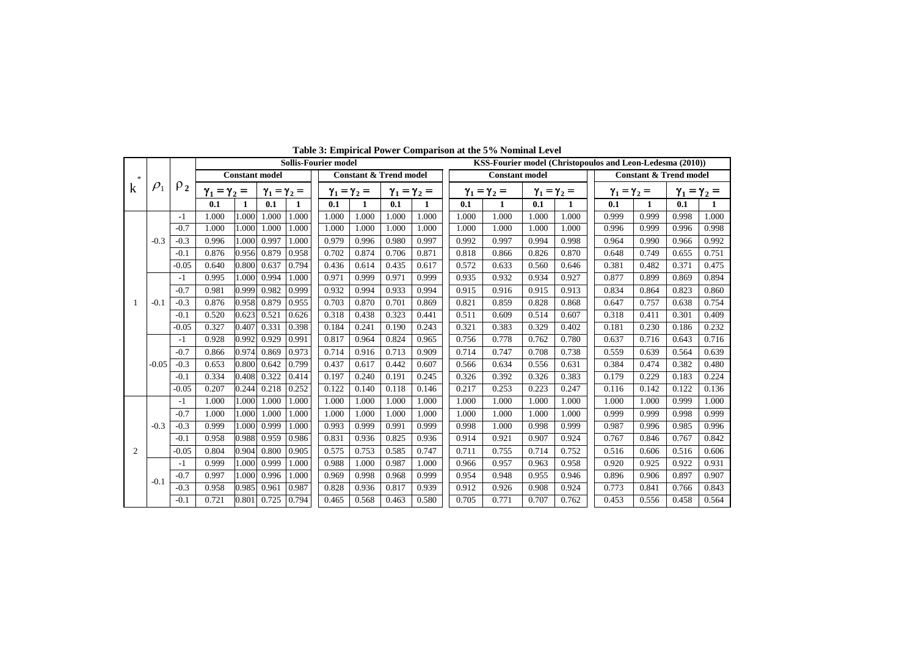**Table 3: Empirical Power Comparison at the 5% Nominal Level**

| $k^*$ | $\rho_1$ | $\rho_2$ | Sollis-Fourier model | | | | | | | | KSS-Fourier model (Christopoulos and Leon-Ledesma (2010)) | | | | | | | |
|---|---|---|---|---|---|---|---|---|---|---|---|---|---|---|---|---|---|---|
| | | | Constant model | | | | Constant & Trend model | | | | Constant model | | | | Constant & Trend model | | | |
| | | | $\gamma_1=\gamma_2=$ | | $\gamma_1=\gamma_2=$ | | $\gamma_1=\gamma_2=$ | | $\gamma_1=\gamma_2=$ | | $\gamma_1=\gamma_2=$ | | $\gamma_1=\gamma_2=$ | | $\gamma_1=\gamma_2=$ | | $\gamma_1=\gamma_2=$ | |
| | | | 0.1 | 1 | 0.1 | 1 | 0.1 | 1 | 0.1 | 1 | 0.1 | 1 | 0.1 | 1 | 0.1 | 1 | 0.1 | 1 |
| 1 | -0.3 | -1 | 1.000 | 1.000 | 1.000 | 1.000 | 1.000 | 1.000 | 1.000 | 1.000 | 1.000 | 1.000 | 1.000 | 1.000 | 0.999 | 0.999 | 0.998 | 1.000 |
| | | -0.7 | 1.000 | 1.000 | 1.000 | 1.000 | 1.000 | 1.000 | 1.000 | 1.000 | 1.000 | 1.000 | 1.000 | 1.000 | 0.996 | 0.999 | 0.996 | 0.998 |
| | | -0.3 | 0.996 | 1.000 | 0.997 | 1.000 | 0.979 | 0.996 | 0.980 | 0.997 | 0.992 | 0.997 | 0.994 | 0.998 | 0.964 | 0.990 | 0.966 | 0.992 |
| | | -0.1 | 0.876 | 0.956 | 0.879 | 0.958 | 0.702 | 0.874 | 0.706 | 0.871 | 0.818 | 0.866 | 0.826 | 0.870 | 0.648 | 0.749 | 0.655 | 0.751 |
| | | -0.05 | 0.640 | 0.800 | 0.637 | 0.794 | 0.436 | 0.614 | 0.435 | 0.617 | 0.572 | 0.633 | 0.560 | 0.646 | 0.381 | 0.482 | 0.371 | 0.475 |
| | -0.1 | -1 | 0.995 | 1.000 | 0.994 | 1.000 | 0.971 | 0.999 | 0.971 | 0.999 | 0.935 | 0.932 | 0.934 | 0.927 | 0.877 | 0.899 | 0.869 | 0.894 |
| | | -0.7 | 0.981 | 0.999 | 0.982 | 0.999 | 0.932 | 0.994 | 0.933 | 0.994 | 0.915 | 0.916 | 0.915 | 0.913 | 0.834 | 0.864 | 0.823 | 0.860 |
| | | -0.3 | 0.876 | 0.958 | 0.879 | 0.955 | 0.703 | 0.870 | 0.701 | 0.869 | 0.821 | 0.859 | 0.828 | 0.868 | 0.647 | 0.757 | 0.638 | 0.754 |
| | | -0.1 | 0.520 | 0.623 | 0.521 | 0.626 | 0.318 | 0.438 | 0.323 | 0.441 | 0.511 | 0.609 | 0.514 | 0.607 | 0.318 | 0.411 | 0.301 | 0.409 |
| | | -0.05 | 0.327 | 0.407 | 0.331 | 0.398 | 0.184 | 0.241 | 0.190 | 0.243 | 0.321 | 0.383 | 0.329 | 0.402 | 0.181 | 0.230 | 0.186 | 0.232 |
| | -0.05 | -1 | 0.928 | 0.992 | 0.929 | 0.991 | 0.817 | 0.964 | 0.824 | 0.965 | 0.756 | 0.778 | 0.762 | 0.780 | 0.637 | 0.716 | 0.643 | 0.716 |
| | | -0.7 | 0.866 | 0.974 | 0.869 | 0.973 | 0.714 | 0.916 | 0.713 | 0.909 | 0.714 | 0.747 | 0.708 | 0.738 | 0.559 | 0.639 | 0.564 | 0.639 |
| | | -0.3 | 0.653 | 0.800 | 0.642 | 0.799 | 0.437 | 0.617 | 0.442 | 0.607 | 0.566 | 0.634 | 0.556 | 0.631 | 0.384 | 0.474 | 0.382 | 0.480 |
| | | -0.1 | 0.334 | 0.408 | 0.322 | 0.414 | 0.197 | 0.240 | 0.191 | 0.245 | 0.326 | 0.392 | 0.326 | 0.383 | 0.179 | 0.229 | 0.183 | 0.224 |
| | | -0.05 | 0.207 | 0.244 | 0.218 | 0.252 | 0.122 | 0.140 | 0.118 | 0.146 | 0.217 | 0.253 | 0.223 | 0.247 | 0.116 | 0.142 | 0.122 | 0.136 |
| 2 | -0.3 | -1 | 1.000 | 1.000 | 1.000 | 1.000 | 1.000 | 1.000 | 1.000 | 1.000 | 1.000 | 1.000 | 1.000 | 1.000 | 1.000 | 1.000 | 0.999 | 1.000 |
| | | -0.7 | 1.000 | 1.000 | 1.000 | 1.000 | 1.000 | 1.000 | 1.000 | 1.000 | 1.000 | 1.000 | 1.000 | 1.000 | 0.999 | 0.999 | 0.998 | 0.999 |
| | | -0.3 | 0.999 | 1.000 | 0.999 | 1.000 | 0.993 | 0.999 | 0.991 | 0.999 | 0.998 | 1.000 | 0.998 | 0.999 | 0.987 | 0.996 | 0.985 | 0.996 |
| | | -0.1 | 0.958 | 0.988 | 0.959 | 0.986 | 0.831 | 0.936 | 0.825 | 0.936 | 0.914 | 0.921 | 0.907 | 0.924 | 0.767 | 0.846 | 0.767 | 0.842 |
| | | -0.05 | 0.804 | 0.904 | 0.800 | 0.905 | 0.575 | 0.753 | 0.585 | 0.747 | 0.711 | 0.755 | 0.714 | 0.752 | 0.516 | 0.606 | 0.516 | 0.606 |
| | -0.1 | -1 | 0.999 | 1.000 | 0.999 | 1.000 | 0.988 | 1.000 | 0.987 | 1.000 | 0.966 | 0.957 | 0.963 | 0.958 | 0.920 | 0.925 | 0.922 | 0.931 |
| | | -0.7 | 0.997 | 1.000 | 0.996 | 1.000 | 0.969 | 0.998 | 0.968 | 0.999 | 0.954 | 0.948 | 0.955 | 0.946 | 0.896 | 0.906 | 0.897 | 0.907 |
| | | -0.3 | 0.958 | 0.985 | 0.961 | 0.987 | 0.828 | 0.936 | 0.817 | 0.939 | 0.912 | 0.926 | 0.908 | 0.924 | 0.773 | 0.841 | 0.766 | 0.843 |
| | | -0.1 | 0.721 | 0.801 | 0.725 | 0.794 | 0.465 | 0.568 | 0.463 | 0.580 | 0.705 | 0.771 | 0.707 | 0.762 | 0.453 | 0.556 | 0.458 | 0.564 |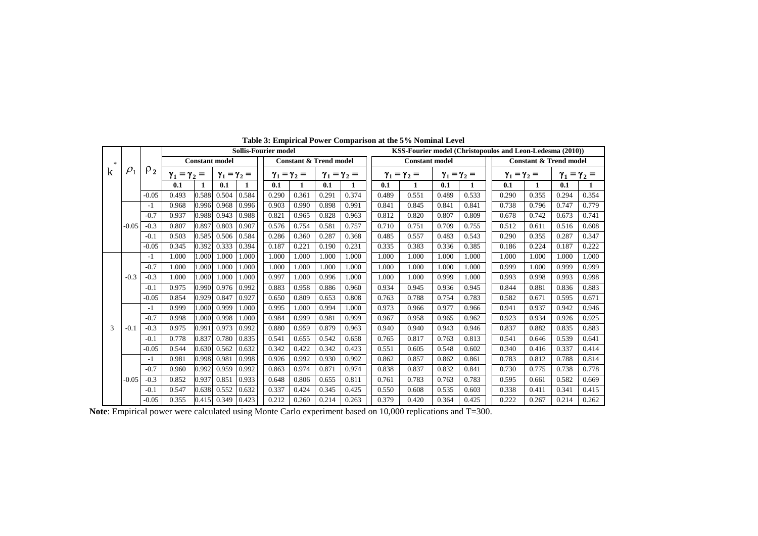**Table 3: Empirical Power Comparison at the 5% Nominal Level**

| $k^*$ | $\rho_1$ | $\rho_2$ | Sollis-Fourier model | | | | | | | | KSS-Fourier model (Christopoulos and Leon-Ledesma (2010)) | | | | | | | |
|---|---|---|---|---|---|---|---|---|---|---|---|---|---|---|---|---|---|---|
| | | | Constant model | | | | Constant & Trend model | | | | Constant model | | | | Constant & Trend model | | | |
| | | | $\gamma_1=\gamma_2=$ | | $\gamma_1=\gamma_2=$ | | $\gamma_1=\gamma_2=$ | | $\gamma_1=\gamma_2=$ | | $\gamma_1=\gamma_2=$ | | $\gamma_1=\gamma_2=$ | | $\gamma_1=\gamma_2=$ | | $\gamma_1=\gamma_2=$ | |
| | | | 0.1 | 1 | 0.1 | 1 | 0.1 | 1 | 0.1 | 1 | 0.1 | 1 | 0.1 | 1 | 0.1 | 1 | 0.1 | 1 |
| | | -0.05 | 0.493 | 0.588 | 0.504 | 0.584 | 0.290 | 0.361 | 0.291 | 0.374 | 0.489 | 0.551 | 0.489 | 0.533 | 0.290 | 0.355 | 0.294 | 0.354 |
| | | -1 | 0.968 | 0.996 | 0.968 | 0.996 | 0.903 | 0.990 | 0.898 | 0.991 | 0.841 | 0.845 | 0.841 | 0.841 | 0.738 | 0.796 | 0.747 | 0.779 |
| | | -0.7 | 0.937 | 0.988 | 0.943 | 0.988 | 0.821 | 0.965 | 0.828 | 0.963 | 0.812 | 0.820 | 0.807 | 0.809 | 0.678 | 0.742 | 0.673 | 0.741 |
| | -0.05 | -0.3 | 0.807 | 0.897 | 0.803 | 0.907 | 0.576 | 0.754 | 0.581 | 0.757 | 0.710 | 0.751 | 0.709 | 0.755 | 0.512 | 0.611 | 0.516 | 0.608 |
| | | -0.1 | 0.503 | 0.585 | 0.506 | 0.584 | 0.286 | 0.360 | 0.287 | 0.368 | 0.485 | 0.557 | 0.483 | 0.543 | 0.290 | 0.355 | 0.287 | 0.347 |
| | | -0.05 | 0.345 | 0.392 | 0.333 | 0.394 | 0.187 | 0.221 | 0.190 | 0.231 | 0.335 | 0.383 | 0.336 | 0.385 | 0.186 | 0.224 | 0.187 | 0.222 |
| | | -1 | 1.000 | 1.000 | 1.000 | 1.000 | 1.000 | 1.000 | 1.000 | 1.000 | 1.000 | 1.000 | 1.000 | 1.000 | 1.000 | 1.000 | 1.000 | 1.000 |
| | | -0.7 | 1.000 | 1.000 | 1.000 | 1.000 | 1.000 | 1.000 | 1.000 | 1.000 | 1.000 | 1.000 | 1.000 | 1.000 | 0.999 | 1.000 | 0.999 | 0.999 |
| | -0.3 | -0.3 | 1.000 | 1.000 | 1.000 | 1.000 | 0.997 | 1.000 | 0.996 | 1.000 | 1.000 | 1.000 | 0.999 | 1.000 | 0.993 | 0.998 | 0.993 | 0.998 |
| | | -0.1 | 0.975 | 0.990 | 0.976 | 0.992 | 0.883 | 0.958 | 0.886 | 0.960 | 0.934 | 0.945 | 0.936 | 0.945 | 0.844 | 0.881 | 0.836 | 0.883 |
| | | -0.05 | 0.854 | 0.929 | 0.847 | 0.927 | 0.650 | 0.809 | 0.653 | 0.808 | 0.763 | 0.788 | 0.754 | 0.783 | 0.582 | 0.671 | 0.595 | 0.671 |
| | | -1 | 0.999 | 1.000 | 0.999 | 1.000 | 0.995 | 1.000 | 0.994 | 1.000 | 0.973 | 0.966 | 0.977 | 0.966 | 0.941 | 0.937 | 0.942 | 0.946 |
| | | -0.7 | 0.998 | 1.000 | 0.998 | 1.000 | 0.984 | 0.999 | 0.981 | 0.999 | 0.967 | 0.958 | 0.965 | 0.962 | 0.923 | 0.934 | 0.926 | 0.925 |
| 3 | -0.1 | -0.3 | 0.975 | 0.991 | 0.973 | 0.992 | 0.880 | 0.959 | 0.879 | 0.963 | 0.940 | 0.940 | 0.943 | 0.946 | 0.837 | 0.882 | 0.835 | 0.883 |
| | | -0.1 | 0.778 | 0.837 | 0.780 | 0.835 | 0.541 | 0.655 | 0.542 | 0.658 | 0.765 | 0.817 | 0.763 | 0.813 | 0.541 | 0.646 | 0.539 | 0.641 |
| | | -0.05 | 0.544 | 0.630 | 0.562 | 0.632 | 0.342 | 0.422 | 0.342 | 0.423 | 0.551 | 0.605 | 0.548 | 0.602 | 0.340 | 0.416 | 0.337 | 0.414 |
| | | -1 | 0.981 | 0.998 | 0.981 | 0.998 | 0.926 | 0.992 | 0.930 | 0.992 | 0.862 | 0.857 | 0.862 | 0.861 | 0.783 | 0.812 | 0.788 | 0.814 |
| | | -0.7 | 0.960 | 0.992 | 0.959 | 0.992 | 0.863 | 0.974 | 0.871 | 0.974 | 0.838 | 0.837 | 0.832 | 0.841 | 0.730 | 0.775 | 0.738 | 0.778 |
| | -0.05 | -0.3 | 0.852 | 0.937 | 0.851 | 0.933 | 0.648 | 0.806 | 0.655 | 0.811 | 0.761 | 0.783 | 0.763 | 0.783 | 0.595 | 0.661 | 0.582 | 0.669 |
| | | -0.1 | 0.547 | 0.638 | 0.552 | 0.632 | 0.337 | 0.424 | 0.345 | 0.425 | 0.550 | 0.608 | 0.535 | 0.603 | 0.338 | 0.411 | 0.341 | 0.415 |
| | | -0.05 | 0.355 | 0.415 | 0.349 | 0.423 | 0.212 | 0.260 | 0.214 | 0.263 | 0.379 | 0.420 | 0.364 | 0.425 | 0.222 | 0.267 | 0.214 | 0.262 |

**Note**: Empirical power were calculated using Monte Carlo experiment based on 10,000 replications and T=300.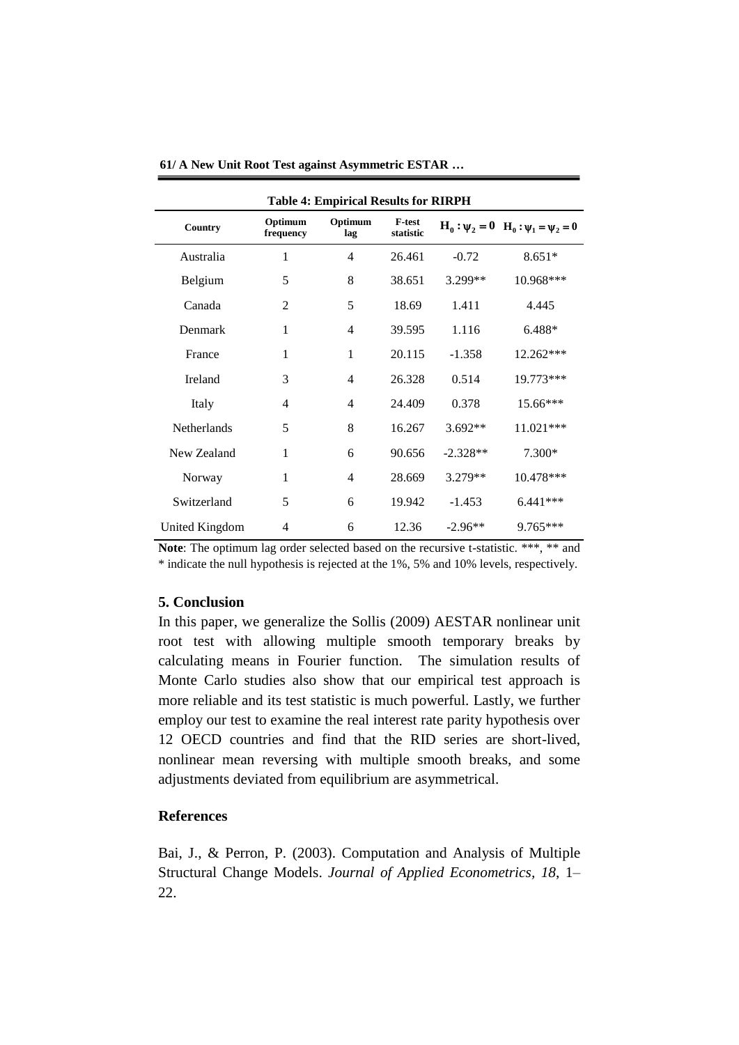**Table 4: Empirical Results for RIRPH**

| Country | Optimum frequency | Optimum lag | F-test statistic | $H_0: \psi_2 = 0$ | $H_0: \psi_1 = \psi_2 = 0$ |
|---|---|---|---|---|---|
| Australia | 1 | 4 | 26.461 | -0.72 | 8.651* |
| Belgium | 5 | 8 | 38.651 | 3.299** | 10.968*** |
| Canada | 2 | 5 | 18.69 | 1.411 | 4.445 |
| Denmark | 1 | 4 | 39.595 | 1.116 | 6.488* |
| France | 1 | 1 | 20.115 | -1.358 | 12.262*** |
| Ireland | 3 | 4 | 26.328 | 0.514 | 19.773*** |
| Italy | 4 | 4 | 24.409 | 0.378 | 15.66*** |
| Netherlands | 5 | 8 | 16.267 | 3.692** | 11.021*** |
| New Zealand | 1 | 6 | 90.656 | -2.328** | 7.300* |
| Norway | 1 | 4 | 28.669 | 3.279** | 10.478*** |
| Switzerland | 5 | 6 | 19.942 | -1.453 | 6.441*** |
| United Kingdom | 4 | 6 | 12.36 | -2.96** | 9.765*** |

**Note**: The optimum lag order selected based on the recursive t-statistic. ***, ** and * indicate the null hypothesis is rejected at the 1%, 5% and 10% levels, respectively.

## 5. Conclusion

In this paper, we generalize the Sollis (2009) AESTAR nonlinear unit root test with allowing multiple smooth temporary breaks by calculating means in Fourier function. The simulation results of Monte Carlo studies also show that our empirical test approach is more reliable and its test statistic is much powerful. Lastly, we further employ our test to examine the real interest rate parity hypothesis over 12 OECD countries and find that the RID series are short-lived, nonlinear mean reversing with multiple smooth breaks, and some adjustments deviated from equilibrium are asymmetrical.

## References

Bai, J., & Perron, P. (2003). Computation and Analysis of Multiple Structural Change Models. *Journal of Applied Econometrics*, *18*, 1–22.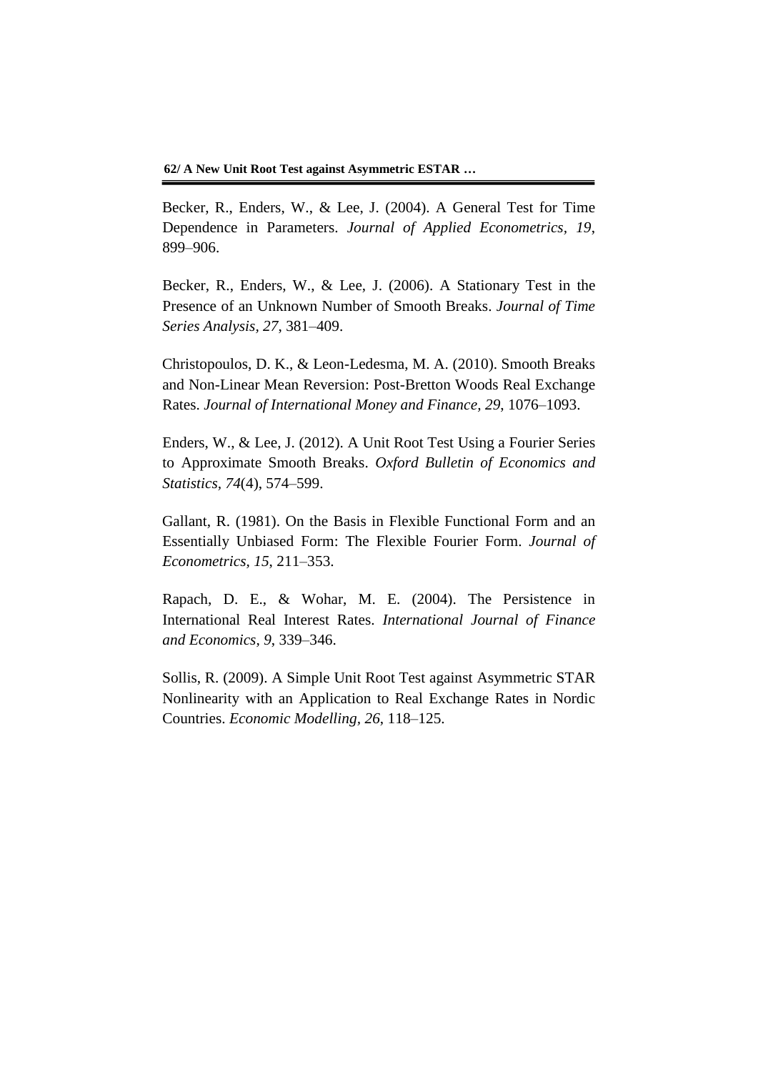Becker, R., Enders, W., & Lee, J. (2004). A General Test for Time Dependence in Parameters. *Journal of Applied Econometrics*, *19*, 899–906.

Becker, R., Enders, W., & Lee, J. (2006). A Stationary Test in the Presence of an Unknown Number of Smooth Breaks. *Journal of Time Series Analysis*, *27*, 381–409.

Christopoulos, D. K., & Leon-Ledesma, M. A. (2010). Smooth Breaks and Non-Linear Mean Reversion: Post-Bretton Woods Real Exchange Rates. *Journal of International Money and Finance*, *29*, 1076–1093.

Enders, W., & Lee, J. (2012). A Unit Root Test Using a Fourier Series to Approximate Smooth Breaks. *Oxford Bulletin of Economics and Statistics*, *74*(4), 574–599.

Gallant, R. (1981). On the Basis in Flexible Functional Form and an Essentially Unbiased Form: The Flexible Fourier Form. *Journal of Econometrics*, *15*, 211–353.

Rapach, D. E., & Wohar, M. E. (2004). The Persistence in International Real Interest Rates. *International Journal of Finance and Economics*, *9*, 339–346.

Sollis, R. (2009). A Simple Unit Root Test against Asymmetric STAR Nonlinearity with an Application to Real Exchange Rates in Nordic Countries. *Economic Modelling*, *26*, 118–125.